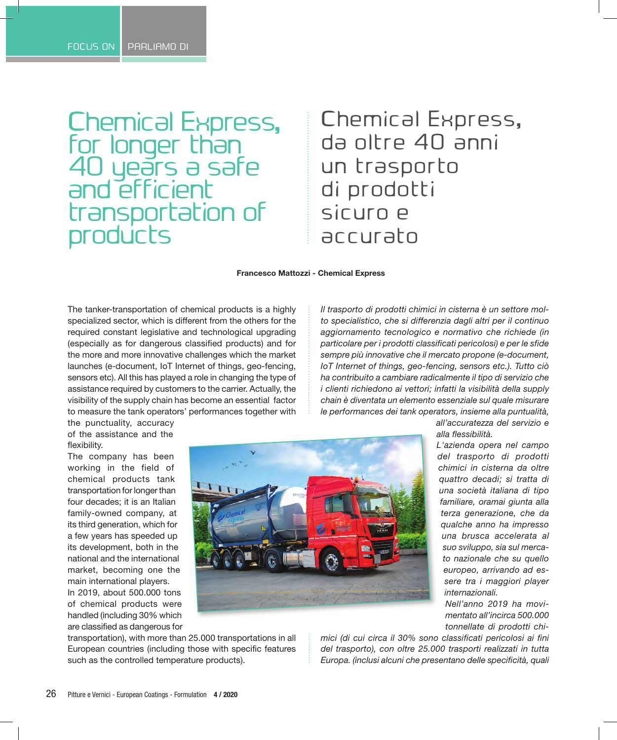FOCUS ON | PARLIAMO DI

# Chemical Express, for longer than 40 years a safe and efficient transportation of products

# Chemical Express, da oltre 40 anni un trasporto di prodotti sicuro e accurato

**Francesco Mattozzi - Chemical Express**

The tanker-transportation of chemical products is a highly specialized sector, which is different from the others for the required constant legislative and technological upgrading (especially as for dangerous classified products) and for the more and more innovative challenges which the market launches (e-document, IoT Internet of things, geo-fencing, sensors etc). All this has played a role in changing the type of assistance required by customers to the carrier. Actually, the visibility of the supply chain has become an essential factor to measure the tank operators' performances together with the punctuality, accuracy of the assistance and the flexibility.

The company has been working in the field of chemical products tank transportation for longer than four decades; it is an Italian family-owned company, at its third generation, which for a few years has speeded up its development, both in the national and the international market, becoming one the main international players.

In 2019, about 500.000 tons of chemical products were handled (including 30% which are classified as dangerous for transportation), with more than 25.000 transportations in all European countries (including those with specific features such as the controlled temperature products).

*Il trasporto di prodotti chimici in cisterna è un settore molto specialistico, che si differenzia dagli altri per il continuo aggiornamento tecnologico e normativo che richiede (in particolare per i prodotti classificati pericolosi) e per le sfide sempre più innovative che il mercato propone (e-document, IoT Internet of things, geo-fencing, sensors etc.). Tutto ciò ha contribuito a cambiare radicalmente il tipo di servizio che i clienti richiedono ai vettori; infatti la visibilità della supply chain è diventata un elemento essenziale sul quale misurare le performances dei tank operators, insieme alla puntualità, all'accuratezza del servizio e alla flessibilità.*

*L'azienda opera nel campo del trasporto di prodotti chimici in cisterna da oltre quattro decadi; si tratta di una società italiana di tipo familiare, oramai giunta alla terza generazione, che da qualche anno ha impresso una brusca accelerata al suo sviluppo, sia sul mercato nazionale che su quello europeo, arrivando ad essere tra i maggiori player internazionali.*

*Nell'anno 2019 ha movimentato all'incirca 500.000 tonnellate di prodotti chimici (di cui circa il 30% sono classificati pericolosi ai fini del trasporto), con oltre 25.000 trasporti realizzati in tutta Europa. (inclusi alcuni che presentano delle specificità, quali*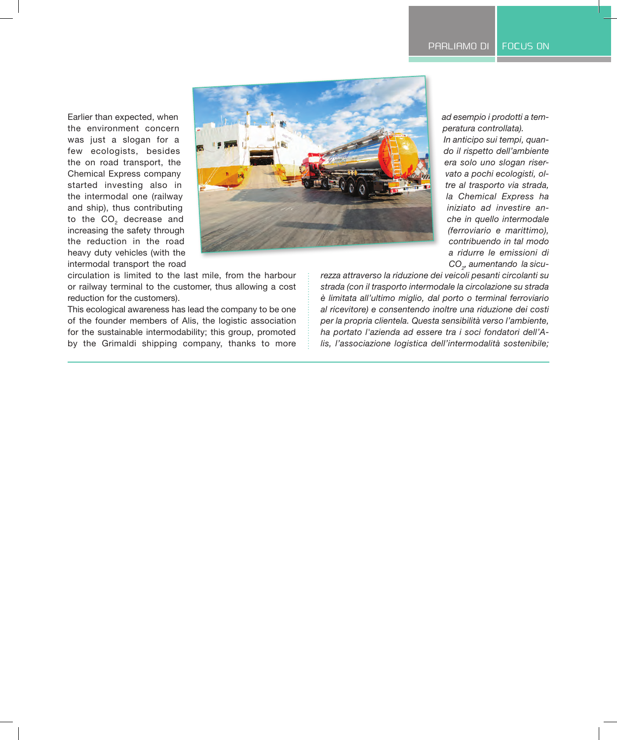Earlier than expected, when the environment concern was just a slogan for a few ecologists, besides the on road transport, the Chemical Express company started investing also in the intermodal one (railway and ship), thus contributing to the $CO_2$ decrease and increasing the safety through the reduction in the road heavy duty vehicles (with the intermodal transport the road circulation is limited to the last mile, from the harbour or railway terminal to the customer, thus allowing a cost reduction for the customers).
This ecological awareness has lead the company to be one of the founder members of Alis, the logistic association for the sustainable intermodability; this group, promoted by the Grimaldi shipping company, thanks to more

*ad esempio i prodotti a temperatura controllata).*
*In anticipo sui tempi, quando il rispetto dell'ambiente era solo uno slogan riservato a pochi ecologisti, oltre al trasporto via strada, la Chemical Express ha iniziato ad investire anche in quello intermodale (ferroviario e marittimo), contribuendo in tal modo a ridurre le emissioni di $CO_2$, aumentando la sicurezza attraverso la riduzione dei veicoli pesanti circolanti su strada (con il trasporto intermodale la circolazione su strada è limitata all'ultimo miglio, dal porto o terminal ferroviario al ricevitore) e consentendo inoltre una riduzione dei costi per la propria clientela. Questa sensibilità verso l'ambiente, ha portato l'azienda ad essere tra i soci fondatori dell'Alis, l'associazione logistica dell'intermodalità sostenibile;*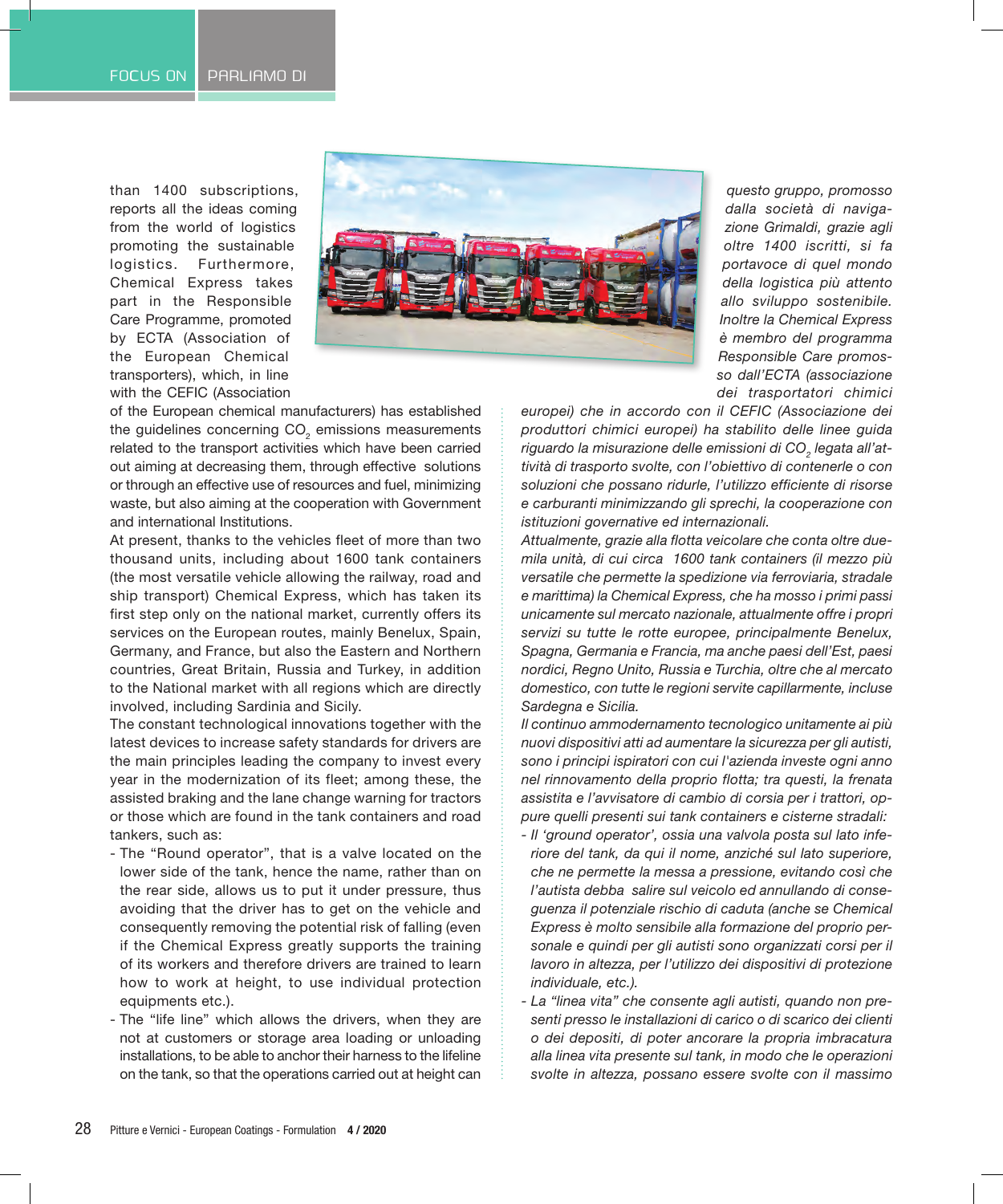than 1400 subscriptions, reports all the ideas coming from the world of logistics promoting the sustainable logistics. Furthermore, Chemical Express takes part in the Responsible Care Programme, promoted by ECTA (Association of the European Chemical transporters), which, in line with the CEFIC (Association of the European chemical manufacturers) has established the guidelines concerning $CO_2$ emissions measurements related to the transport activities which have been carried out aiming at decreasing them, through effective solutions or through an effective use of resources and fuel, minimizing waste, but also aiming at the cooperation with Government and international Institutions.

At present, thanks to the vehicles fleet of more than two thousand units, including about 1600 tank containers (the most versatile vehicle allowing the railway, road and ship transport) Chemical Express, which has taken its first step only on the national market, currently offers its services on the European routes, mainly Benelux, Spain, Germany, and France, but also the Eastern and Northern countries, Great Britain, Russia and Turkey, in addition to the National market with all regions which are directly involved, including Sardinia and Sicily.

The constant technological innovations together with the latest devices to increase safety standards for drivers are the main principles leading the company to invest every year in the modernization of its fleet; among these, the assisted braking and the lane change warning for tractors or those which are found in the tank containers and road tankers, such as:

- The "Round operator", that is a valve located on the lower side of the tank, hence the name, rather than on the rear side, allows us to put it under pressure, thus avoiding that the driver has to get on the vehicle and consequently removing the potential risk of falling (even if the Chemical Express greatly supports the training of its workers and therefore drivers are trained to learn how to work at height, to use individual protection equipments etc.).
- The "life line" which allows the drivers, when they are not at customers or storage area loading or unloading installations, to be able to anchor their harness to the lifeline on the tank, so that the operations carried out at height can

*questo gruppo, promosso dalla società di navigazione Grimaldi, grazie agli oltre 1400 iscritti, si fa portavoce di quel mondo della logistica più attento allo sviluppo sostenibile. Inoltre la Chemical Express è membro del programma Responsible Care promosso dall'ECTA (associazione dei trasportatori chimici europei) che in accordo con il CEFIC (Associazione dei produttori chimici europei) ha stabilito delle linee guida riguardo la misurazione delle emissioni di $CO_2$ legata all'attività di trasporto svolte, con l'obiettivo di contenerle o con soluzioni che possano ridurle, l'utilizzo efficiente di risorse e carburanti minimizzando gli sprechi, la cooperazione con istituzioni governative ed internazionali.*

*Attualmente, grazie alla flotta veicolare che conta oltre duemila unità, di cui circa 1600 tank containers (il mezzo più versatile che permette la spedizione via ferroviaria, stradale e marittima) la Chemical Express, che ha mosso i primi passi unicamente sul mercato nazionale, attualmente offre i propri servizi su tutte le rotte europee, principalmente Benelux, Spagna, Germania e Francia, ma anche paesi dell'Est, paesi nordici, Regno Unito, Russia e Turchia, oltre che al mercato domestico, con tutte le regioni servite capillarmente, incluse Sardegna e Sicilia.*

*Il continuo ammodernamento tecnologico unitamente ai più nuovi dispositivi atti ad aumentare la sicurezza per gli autisti, sono i principi ispiratori con cui l'azienda investe ogni anno nel rinnovamento della proprio flotta; tra questi, la frenata assistita e l'avvisatore di cambio di corsia per i trattori, oppure quelli presenti sui tank containers e cisterne stradali:*

- *Il 'ground operator', ossia una valvola posta sul lato inferiore del tank, da qui il nome, anziché sul lato superiore, che ne permette la messa a pressione, evitando così che l'autista debba salire sul veicolo ed annullando di conseguenza il potenziale rischio di caduta (anche se Chemical Express è molto sensibile alla formazione del proprio personale e quindi per gli autisti sono organizzati corsi per il lavoro in altezza, per l'utilizzo dei dispositivi di protezione individuale, etc.).*
- *La "linea vita" che consente agli autisti, quando non presenti presso le installazioni di carico o di scarico dei clienti o dei depositi, di poter ancorare la propria imbracatura alla linea vita presente sul tank, in modo che le operazioni svolte in altezza, possano essere svolte con il massimo*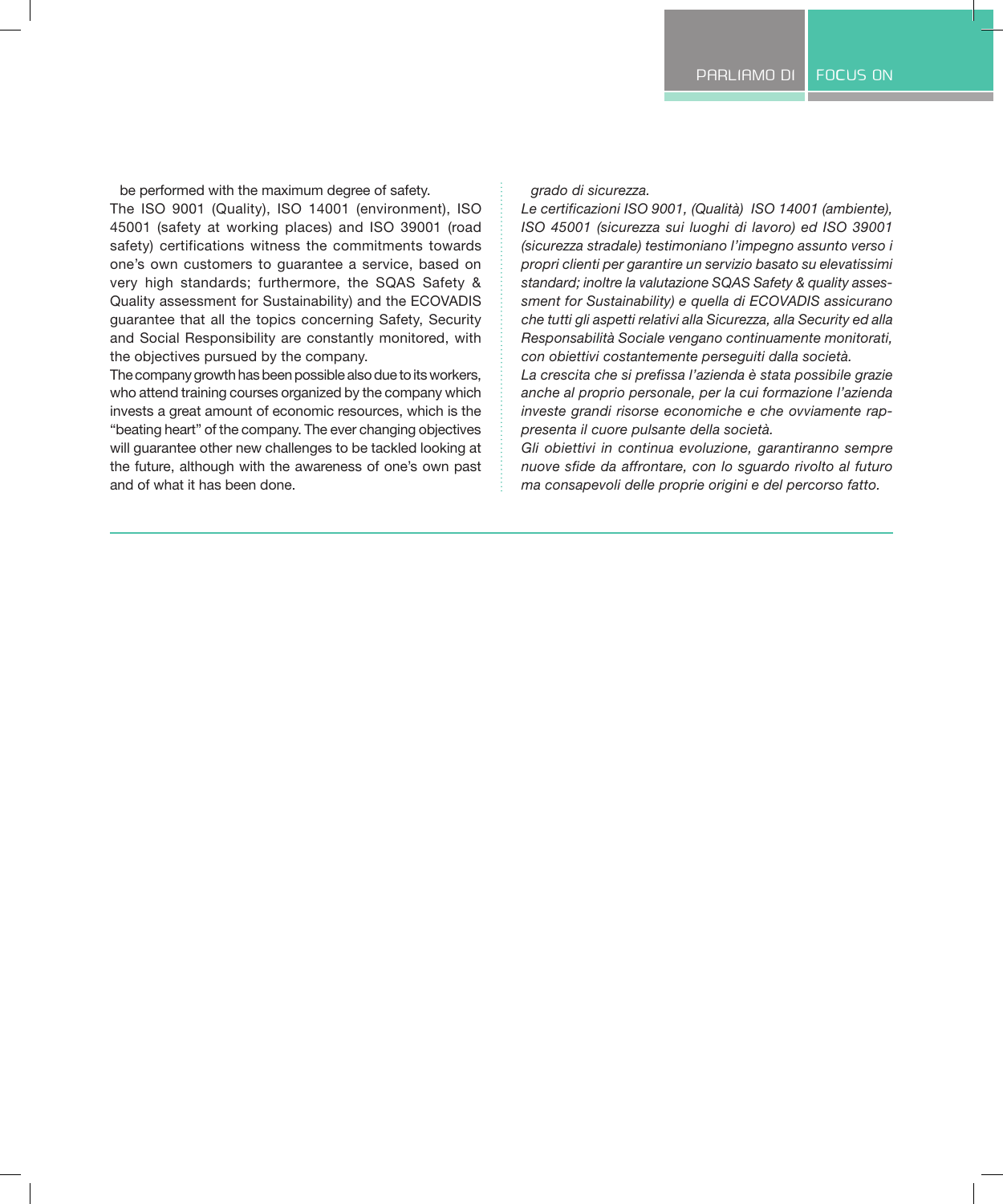be performed with the maximum degree of safety.

The ISO 9001 (Quality), ISO 14001 (environment), ISO 45001 (safety at working places) and ISO 39001 (road safety) certifications witness the commitments towards one's own customers to guarantee a service, based on very high standards; furthermore, the SQAS Safety & Quality assessment for Sustainability) and the ECOVADIS guarantee that all the topics concerning Safety, Security and Social Responsibility are constantly monitored, with the objectives pursued by the company.

The company growth has been possible also due to its workers, who attend training courses organized by the company which invests a great amount of economic resources, which is the "beating heart" of the company. The ever changing objectives will guarantee other new challenges to be tackled looking at the future, although with the awareness of one's own past and of what it has been done.

*grado di sicurezza.*

*Le certificazioni ISO 9001, (Qualità) ISO 14001 (ambiente), ISO 45001 (sicurezza sui luoghi di lavoro) ed ISO 39001 (sicurezza stradale) testimoniano l'impegno assunto verso i propri clienti per garantire un servizio basato su elevatissimi standard; inoltre la valutazione SQAS Safety & quality assessment for Sustainability) e quella di ECOVADIS assicurano che tutti gli aspetti relativi alla Sicurezza, alla Security ed alla Responsabilità Sociale vengano continuamente monitorati, con obiettivi costantemente perseguiti dalla società.*

*La crescita che si prefissa l'azienda è stata possibile grazie anche al proprio personale, per la cui formazione l'azienda investe grandi risorse economiche e che ovviamente rappresenta il cuore pulsante della società.*

*Gli obiettivi in continua evoluzione, garantiranno sempre nuove sfide da affrontare, con lo sguardo rivolto al futuro ma consapevoli delle proprie origini e del percorso fatto.*